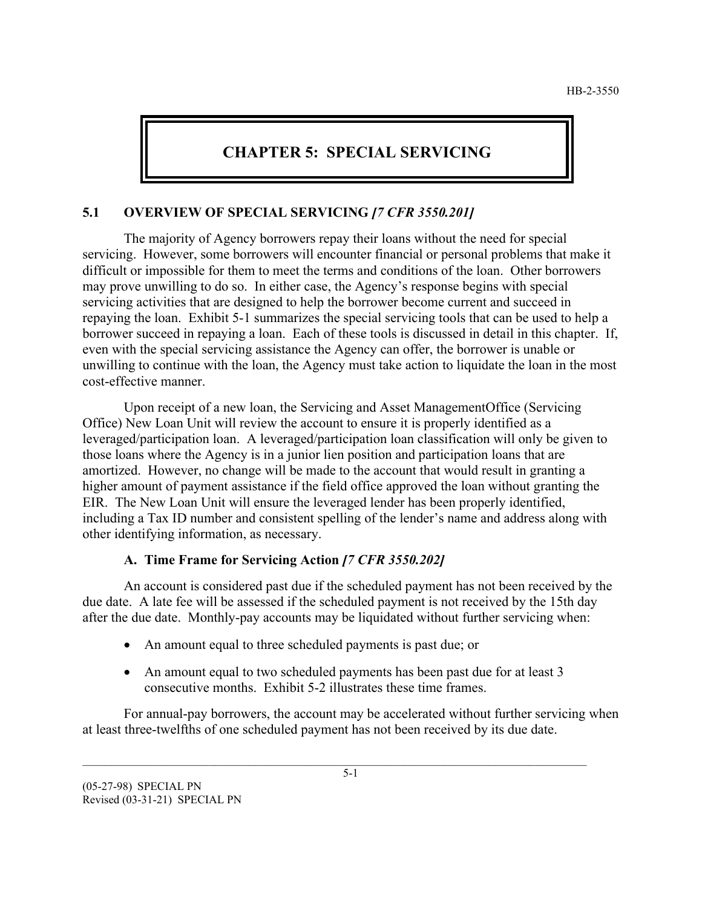# CHAPTER 5: SPECIAL SERVICING

## 5.1 OVERVIEW OF SPECIAL SERVICING *[7 CFR 3550.201]*

The majority of Agency borrowers repay their loans without the need for special servicing. However, some borrowers will encounter financial or personal problems that make it difficult or impossible for them to meet the terms and conditions of the loan. Other borrowers may prove unwilling to do so. In either case, the Agency's response begins with special servicing activities that are designed to help the borrower become current and succeed in repaying the loan. Exhibit 5-1 summarizes the special servicing tools that can be used to help a borrower succeed in repaying a loan. Each of these tools is discussed in detail in this chapter. If, even with the special servicing assistance the Agency can offer, the borrower is unable or unwilling to continue with the loan, the Agency must take action to liquidate the loan in the most cost-effective manner.

Upon receipt of a new loan, the Servicing and Asset ManagementOffice (Servicing Office) New Loan Unit will review the account to ensure it is properly identified as a leveraged/participation loan. A leveraged/participation loan classification will only be given to those loans where the Agency is in a junior lien position and participation loans that are amortized. However, no change will be made to the account that would result in granting a higher amount of payment assistance if the field office approved the loan without granting the EIR. The New Loan Unit will ensure the leveraged lender has been properly identified, including a Tax ID number and consistent spelling of the lender's name and address along with other identifying information, as necessary.

### A. Time Frame for Servicing Action *[7 CFR 3550.202]*

An account is considered past due if the scheduled payment has not been received by the due date. A late fee will be assessed if the scheduled payment is not received by the 15th day after the due date. Monthly-pay accounts may be liquidated without further servicing when:

- An amount equal to three scheduled payments is past due; or
- An amount equal to two scheduled payments has been past due for at least 3 consecutive months. Exhibit 5-2 illustrates these time frames.

For annual-pay borrowers, the account may be accelerated without further servicing when at least three-twelfths of one scheduled payment has not been received by its due date.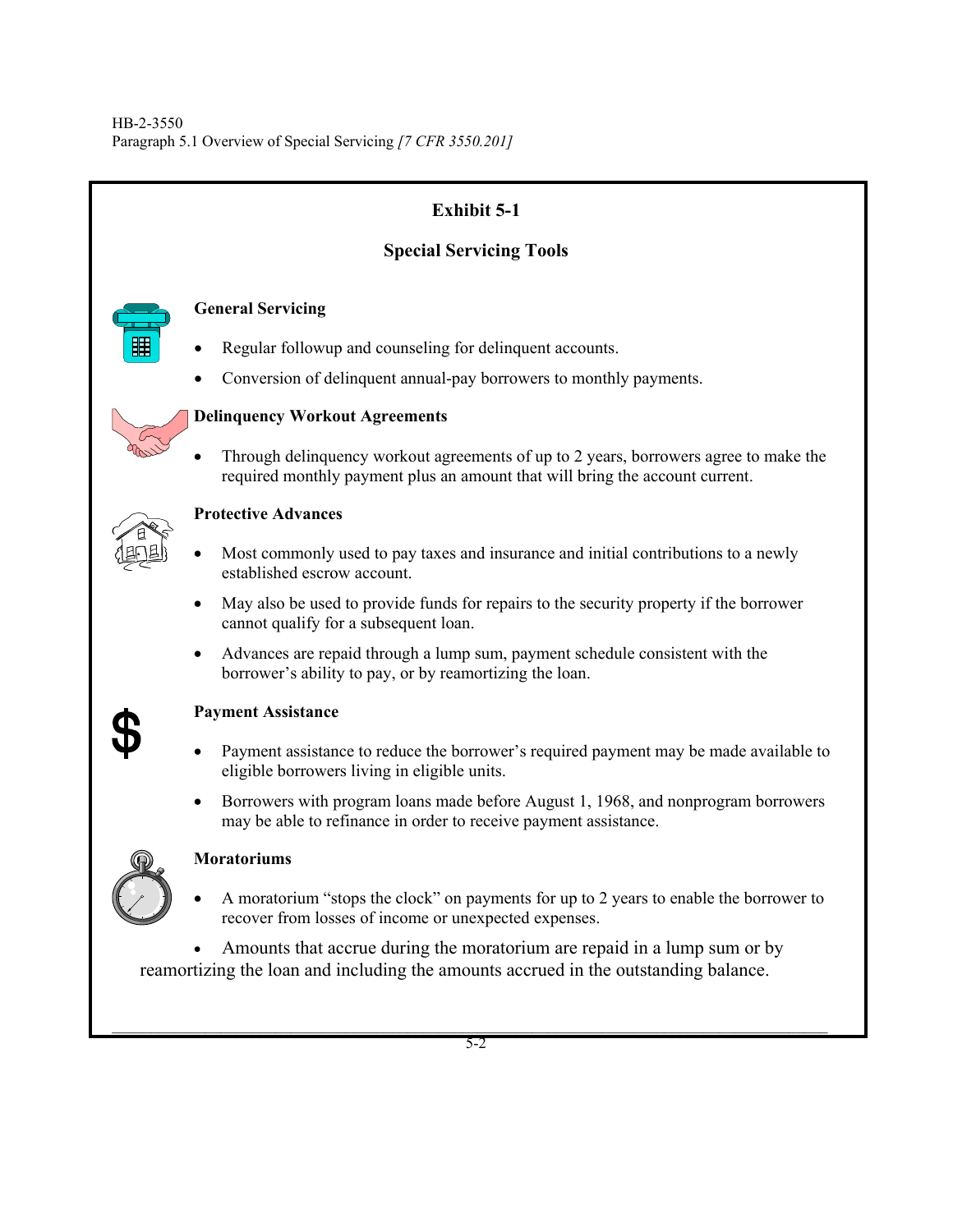**Exhibit 5-1**

**Special Servicing Tools**

**General Servicing**

- Regular followup and counseling for delinquent accounts.
- Conversion of delinquent annual-pay borrowers to monthly payments.

**Delinquency Workout Agreements**

- Through delinquency workout agreements of up to 2 years, borrowers agree to make the required monthly payment plus an amount that will bring the account current.

**Protective Advances**

- Most commonly used to pay taxes and insurance and initial contributions to a newly established escrow account.
- May also be used to provide funds for repairs to the security property if the borrower cannot qualify for a subsequent loan.
- Advances are repaid through a lump sum, payment schedule consistent with the borrower's ability to pay, or by reamortizing the loan.

**Payment Assistance**

- Payment assistance to reduce the borrower's required payment may be made available to eligible borrowers living in eligible units.
- Borrowers with program loans made before August 1, 1968, and nonprogram borrowers may be able to refinance in order to receive payment assistance.

**Moratoriums**

- A moratorium "stops the clock" on payments for up to 2 years to enable the borrower to recover from losses of income or unexpected expenses.
- Amounts that accrue during the moratorium are repaid in a lump sum or by reamortizing the loan and including the amounts accrued in the outstanding balance.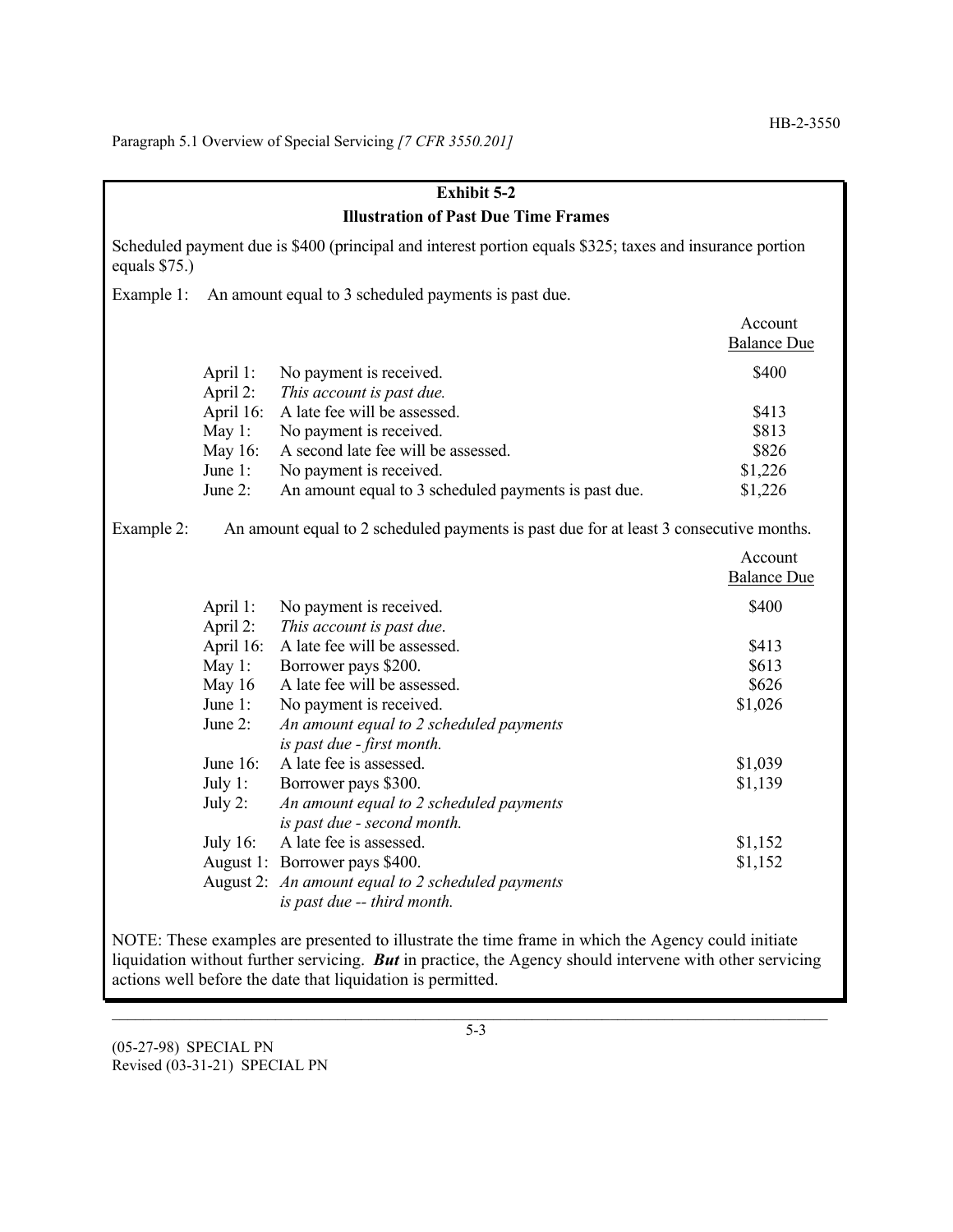## Exhibit 5-2

### Illustration of Past Due Time Frames

Scheduled payment due is $400 (principal and interest portion equals $325; taxes and insurance portion equals $75.)

Example 1: An amount equal to 3 scheduled payments is past due.

| Date | Event | Account Balance Due |
|---|---|---|
| April 1: | No payment is received. | $400 |
| April 2: | *This account is past due.* | |
| April 16: | A late fee will be assessed. | $413 |
| May 1: | No payment is received. | $813 |
| May 16: | A second late fee will be assessed. | $826 |
| June 1: | No payment is received. | $1,226 |
| June 2: | An amount equal to 3 scheduled payments is past due. | $1,226 |

Example 2: An amount equal to 2 scheduled payments is past due for at least 3 consecutive months.

| Date | Event | Account Balance Due |
|---|---|---|
| April 1: | No payment is received. | $400 |
| April 2: | *This account is past due*. | |
| April 16: | A late fee will be assessed. | $413 |
| May 1: | Borrower pays $200. | $613 |
| May 16 | A late fee will be assessed. | $626 |
| June 1: | No payment is received. | $1,026 |
| June 2: | *An amount equal to 2 scheduled payments is past due - first month.* | |
| June 16: | A late fee is assessed. | $1,039 |
| July 1: | Borrower pays $300. | $1,139 |
| July 2: | *An amount equal to 2 scheduled payments is past due - second month.* | |
| July 16: | A late fee is assessed. | $1,152 |
| August 1: | Borrower pays $400. | $1,152 |
| August 2: | *An amount equal to 2 scheduled payments is past due -- third month.* | |

NOTE: These examples are presented to illustrate the time frame in which the Agency could initiate liquidation without further servicing. ***But*** in practice, the Agency should intervene with other servicing actions well before the date that liquidation is permitted.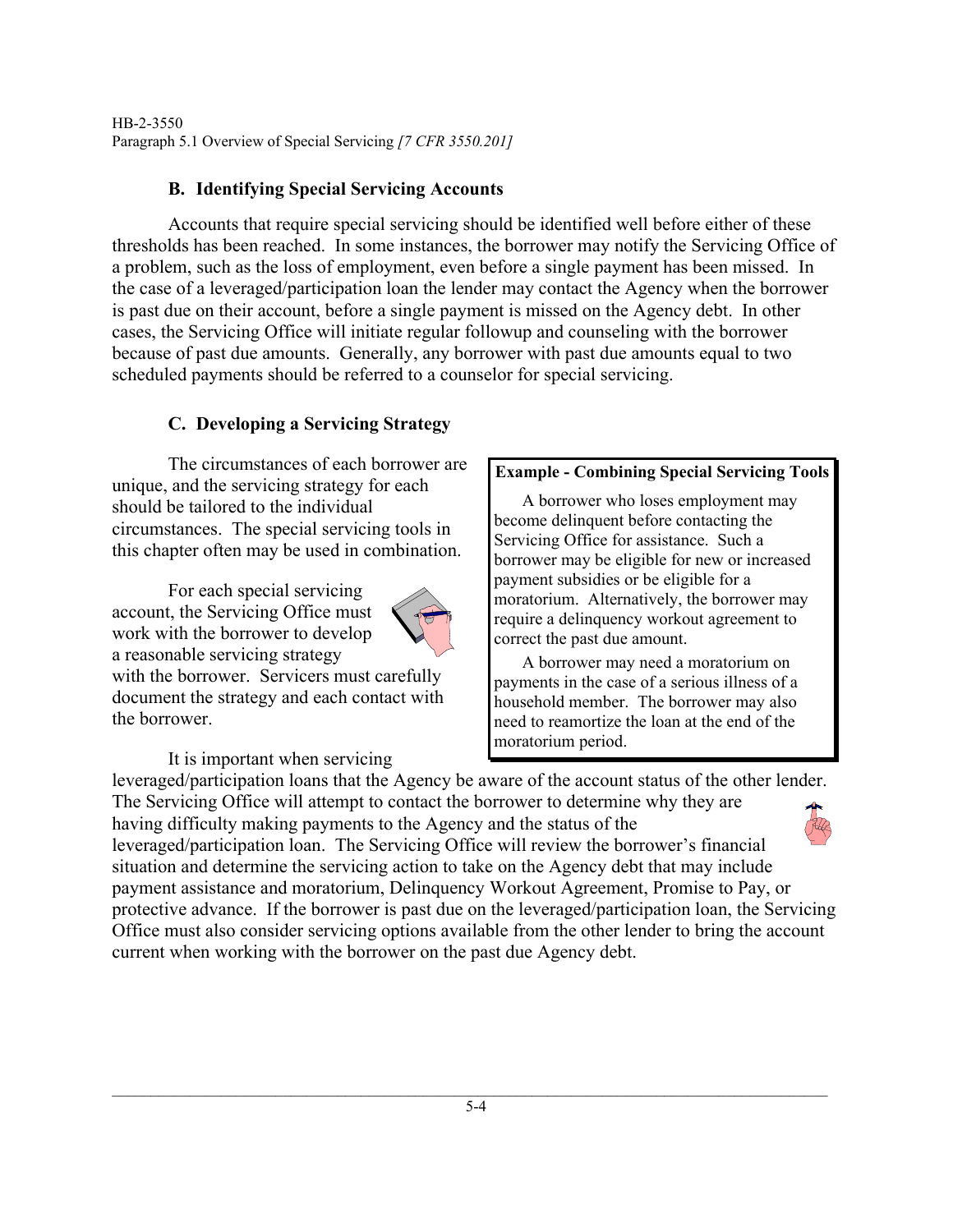### B. Identifying Special Servicing Accounts

Accounts that require special servicing should be identified well before either of these thresholds has been reached. In some instances, the borrower may notify the Servicing Office of a problem, such as the loss of employment, even before a single payment has been missed. In the case of a leveraged/participation loan the lender may contact the Agency when the borrower is past due on their account, before a single payment is missed on the Agency debt. In other cases, the Servicing Office will initiate regular followup and counseling with the borrower because of past due amounts. Generally, any borrower with past due amounts equal to two scheduled payments should be referred to a counselor for special servicing.

### C. Developing a Servicing Strategy

The circumstances of each borrower are unique, and the servicing strategy for each should be tailored to the individual circumstances. The special servicing tools in this chapter often may be used in combination.

For each special servicing account, the Servicing Office must work with the borrower to develop a reasonable servicing strategy with the borrower. Servicers must carefully document the strategy and each contact with the borrower.

> **Example - Combining Special Servicing Tools**
>
> A borrower who loses employment may become delinquent before contacting the Servicing Office for assistance. Such a borrower may be eligible for new or increased payment subsidies or be eligible for a moratorium. Alternatively, the borrower may require a delinquency workout agreement to correct the past due amount.
>
> A borrower may need a moratorium on payments in the case of a serious illness of a household member. The borrower may also need to reamortize the loan at the end of the moratorium period.

It is important when servicing leveraged/participation loans that the Agency be aware of the account status of the other lender. The Servicing Office will attempt to contact the borrower to determine why they are having difficulty making payments to the Agency and the status of the leveraged/participation loan. The Servicing Office will review the borrower's financial situation and determine the servicing action to take on the Agency debt that may include payment assistance and moratorium, Delinquency Workout Agreement, Promise to Pay, or protective advance. If the borrower is past due on the leveraged/participation loan, the Servicing Office must also consider servicing options available from the other lender to bring the account current when working with the borrower on the past due Agency debt.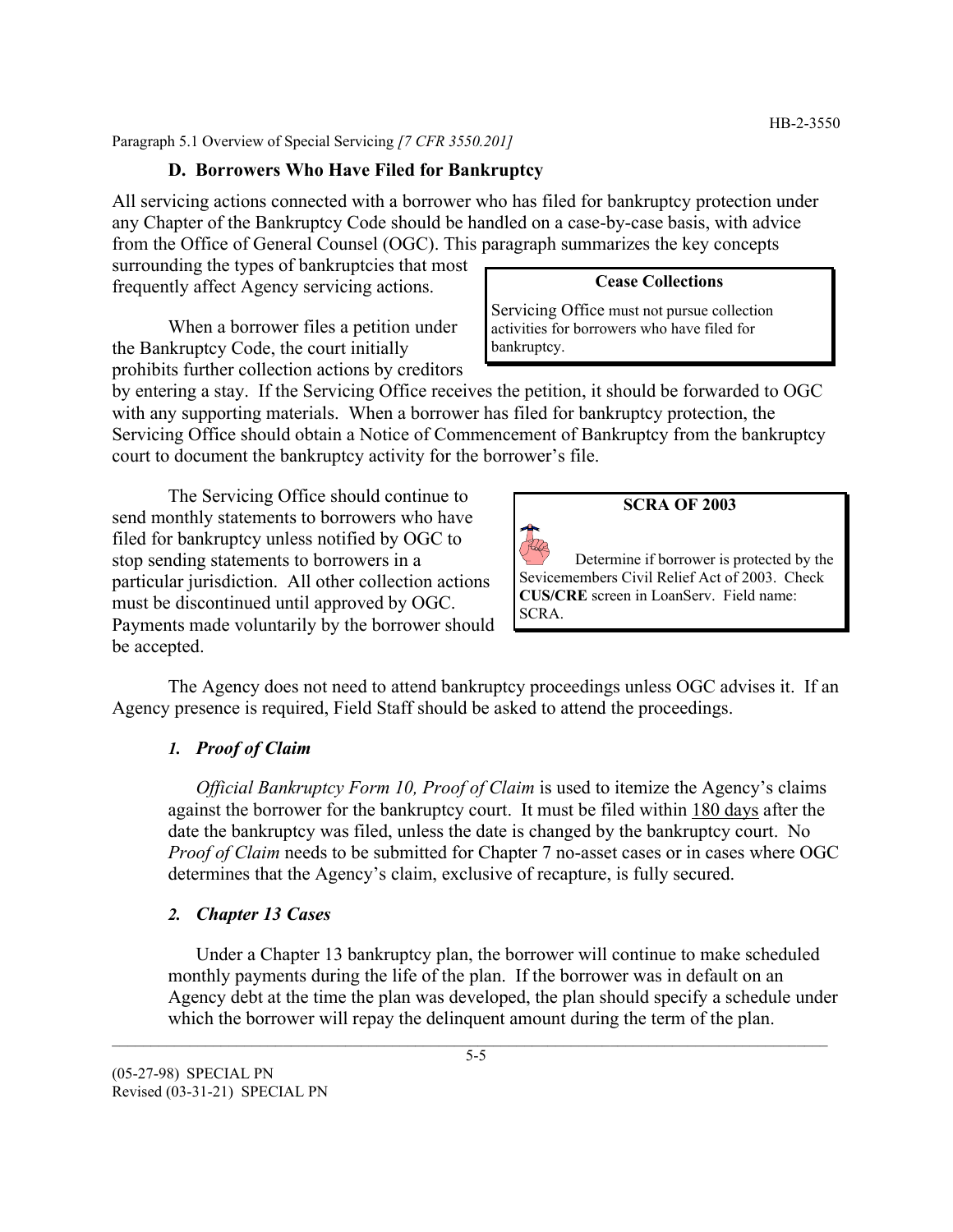Paragraph 5.1 Overview of Special Servicing *[7 CFR 3550.201]*

### D. Borrowers Who Have Filed for Bankruptcy

All servicing actions connected with a borrower who has filed for bankruptcy protection under any Chapter of the Bankruptcy Code should be handled on a case-by-case basis, with advice from the Office of General Counsel (OGC). This paragraph summarizes the key concepts surrounding the types of bankruptcies that most frequently affect Agency servicing actions.

> **Cease Collections**
>
> Servicing Office must not pursue collection activities for borrowers who have filed for bankruptcy.

When a borrower files a petition under the Bankruptcy Code, the court initially prohibits further collection actions by creditors by entering a stay. If the Servicing Office receives the petition, it should be forwarded to OGC with any supporting materials. When a borrower has filed for bankruptcy protection, the Servicing Office should obtain a Notice of Commencement of Bankruptcy from the bankruptcy court to document the bankruptcy activity for the borrower's file.

The Servicing Office should continue to send monthly statements to borrowers who have filed for bankruptcy unless notified by OGC to stop sending statements to borrowers in a particular jurisdiction. All other collection actions must be discontinued until approved by OGC. Payments made voluntarily by the borrower should be accepted.

> **SCRA OF 2003**
>
> Determine if borrower is protected by the Sevicemembers Civil Relief Act of 2003. Check **CUS/CRE** screen in LoanServ. Field name: SCRA.

The Agency does not need to attend bankruptcy proceedings unless OGC advises it. If an Agency presence is required, Field Staff should be asked to attend the proceedings.

#### *1. Proof of Claim*

*Official Bankruptcy Form 10, Proof of Claim* is used to itemize the Agency's claims against the borrower for the bankruptcy court. It must be filed within 180 days after the date the bankruptcy was filed, unless the date is changed by the bankruptcy court. No *Proof of Claim* needs to be submitted for Chapter 7 no-asset cases or in cases where OGC determines that the Agency's claim, exclusive of recapture, is fully secured.

#### *2. Chapter 13 Cases*

Under a Chapter 13 bankruptcy plan, the borrower will continue to make scheduled monthly payments during the life of the plan. If the borrower was in default on an Agency debt at the time the plan was developed, the plan should specify a schedule under which the borrower will repay the delinquent amount during the term of the plan.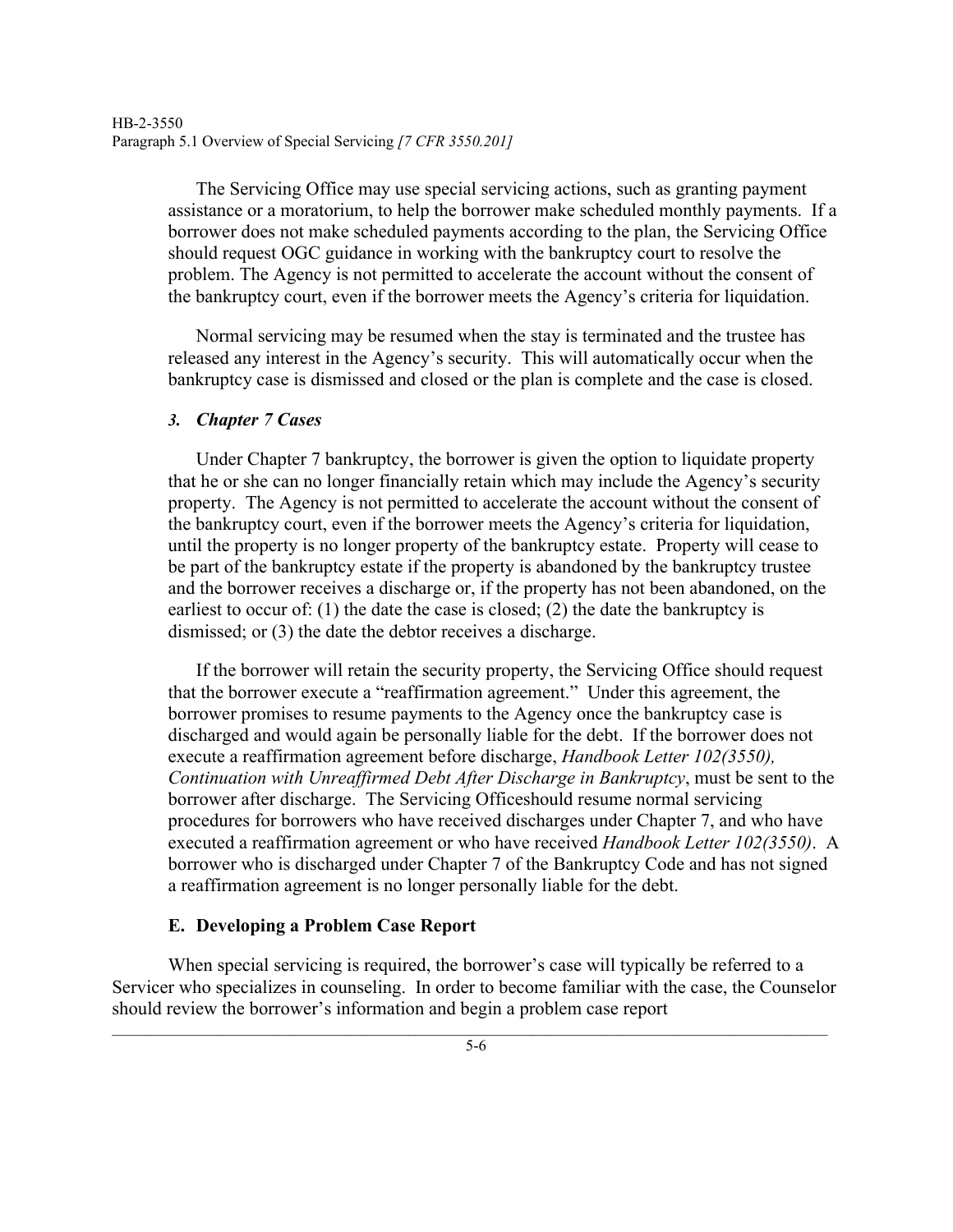The Servicing Office may use special servicing actions, such as granting payment assistance or a moratorium, to help the borrower make scheduled monthly payments. If a borrower does not make scheduled payments according to the plan, the Servicing Office should request OGC guidance in working with the bankruptcy court to resolve the problem. The Agency is not permitted to accelerate the account without the consent of the bankruptcy court, even if the borrower meets the Agency's criteria for liquidation.

Normal servicing may be resumed when the stay is terminated and the trustee has released any interest in the Agency's security. This will automatically occur when the bankruptcy case is dismissed and closed or the plan is complete and the case is closed.

### *3. Chapter 7 Cases*

Under Chapter 7 bankruptcy, the borrower is given the option to liquidate property that he or she can no longer financially retain which may include the Agency's security property. The Agency is not permitted to accelerate the account without the consent of the bankruptcy court, even if the borrower meets the Agency's criteria for liquidation, until the property is no longer property of the bankruptcy estate. Property will cease to be part of the bankruptcy estate if the property is abandoned by the bankruptcy trustee and the borrower receives a discharge or, if the property has not been abandoned, on the earliest to occur of: (1) the date the case is closed; (2) the date the bankruptcy is dismissed; or (3) the date the debtor receives a discharge.

If the borrower will retain the security property, the Servicing Office should request that the borrower execute a "reaffirmation agreement." Under this agreement, the borrower promises to resume payments to the Agency once the bankruptcy case is discharged and would again be personally liable for the debt. If the borrower does not execute a reaffirmation agreement before discharge, *Handbook Letter 102(3550), Continuation with Unreaffirmed Debt After Discharge in Bankruptcy*, must be sent to the borrower after discharge. The Servicing Officeshould resume normal servicing procedures for borrowers who have received discharges under Chapter 7, and who have executed a reaffirmation agreement or who have received *Handbook Letter 102(3550)*. A borrower who is discharged under Chapter 7 of the Bankruptcy Code and has not signed a reaffirmation agreement is no longer personally liable for the debt.

## E. Developing a Problem Case Report

When special servicing is required, the borrower's case will typically be referred to a Servicer who specializes in counseling. In order to become familiar with the case, the Counselor should review the borrower's information and begin a problem case report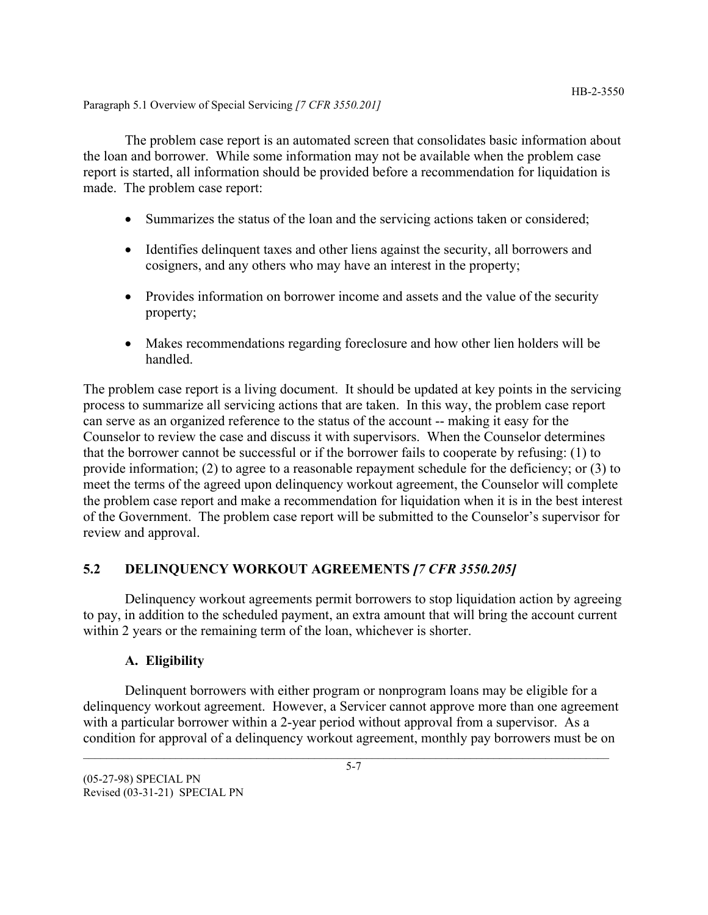The problem case report is an automated screen that consolidates basic information about the loan and borrower. While some information may not be available when the problem case report is started, all information should be provided before a recommendation for liquidation is made. The problem case report:

- Summarizes the status of the loan and the servicing actions taken or considered;
- Identifies delinquent taxes and other liens against the security, all borrowers and cosigners, and any others who may have an interest in the property;
- Provides information on borrower income and assets and the value of the security property;
- Makes recommendations regarding foreclosure and how other lien holders will be handled.

The problem case report is a living document. It should be updated at key points in the servicing process to summarize all servicing actions that are taken. In this way, the problem case report can serve as an organized reference to the status of the account -- making it easy for the Counselor to review the case and discuss it with supervisors. When the Counselor determines that the borrower cannot be successful or if the borrower fails to cooperate by refusing: (1) to provide information; (2) to agree to a reasonable repayment schedule for the deficiency; or (3) to meet the terms of the agreed upon delinquency workout agreement, the Counselor will complete the problem case report and make a recommendation for liquidation when it is in the best interest of the Government. The problem case report will be submitted to the Counselor's supervisor for review and approval.

## 5.2 DELINQUENCY WORKOUT AGREEMENTS *[7 CFR 3550.205]*

Delinquency workout agreements permit borrowers to stop liquidation action by agreeing to pay, in addition to the scheduled payment, an extra amount that will bring the account current within 2 years or the remaining term of the loan, whichever is shorter.

### A. Eligibility

Delinquent borrowers with either program or nonprogram loans may be eligible for a delinquency workout agreement. However, a Servicer cannot approve more than one agreement with a particular borrower within a 2-year period without approval from a supervisor. As a condition for approval of a delinquency workout agreement, monthly pay borrowers must be on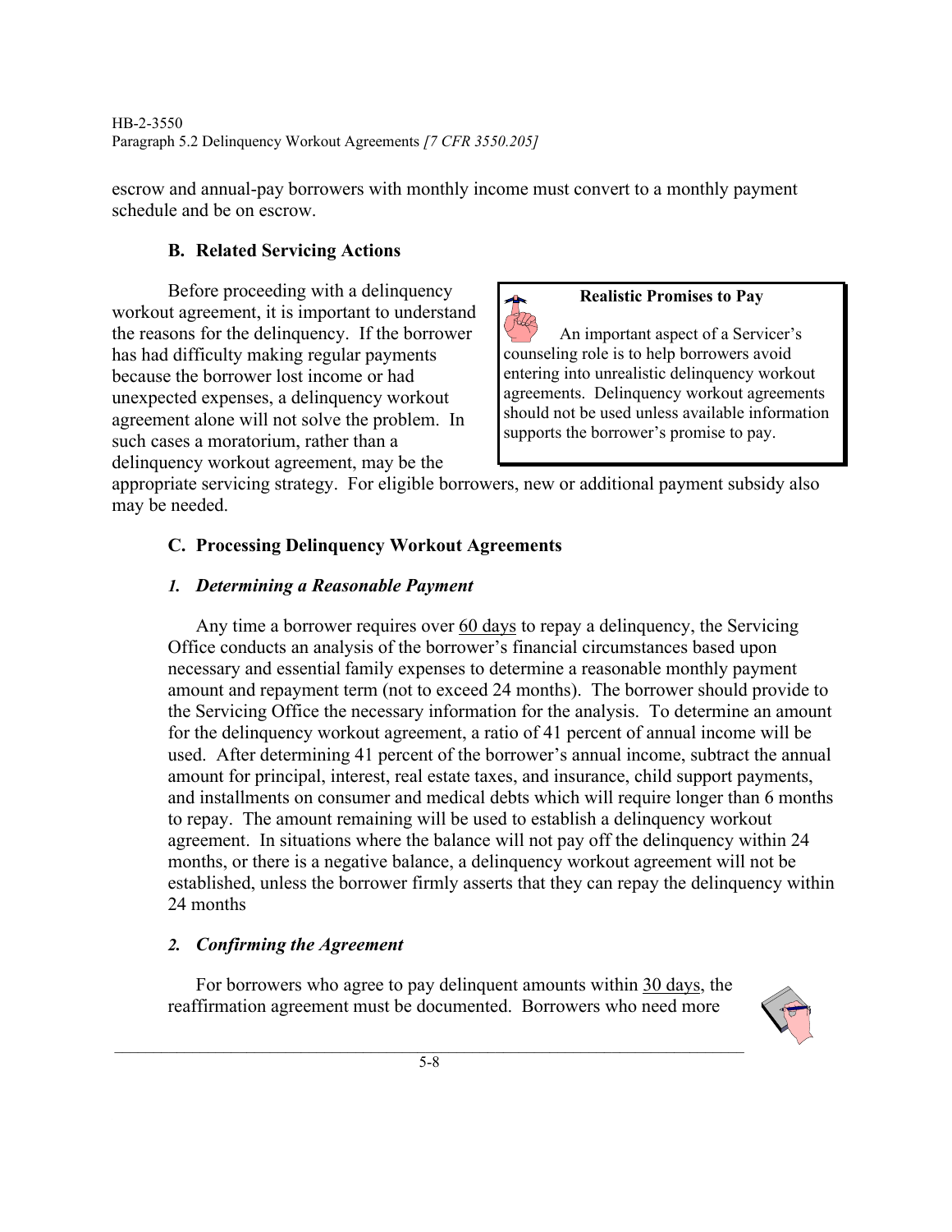escrow and annual-pay borrowers with monthly income must convert to a monthly payment schedule and be on escrow.

### B. Related Servicing Actions

Before proceeding with a delinquency workout agreement, it is important to understand the reasons for the delinquency. If the borrower has had difficulty making regular payments because the borrower lost income or had unexpected expenses, a delinquency workout agreement alone will not solve the problem. In such cases a moratorium, rather than a delinquency workout agreement, may be the appropriate servicing strategy. For eligible borrowers, new or additional payment subsidy also may be needed.

> **Realistic Promises to Pay**
>
> An important aspect of a Servicer's counseling role is to help borrowers avoid entering into unrealistic delinquency workout agreements. Delinquency workout agreements should not be used unless available information supports the borrower's promise to pay.

### C. Processing Delinquency Workout Agreements

#### *1. Determining a Reasonable Payment*

Any time a borrower requires over 60 days to repay a delinquency, the Servicing Office conducts an analysis of the borrower's financial circumstances based upon necessary and essential family expenses to determine a reasonable monthly payment amount and repayment term (not to exceed 24 months). The borrower should provide to the Servicing Office the necessary information for the analysis. To determine an amount for the delinquency workout agreement, a ratio of 41 percent of annual income will be used. After determining 41 percent of the borrower's annual income, subtract the annual amount for principal, interest, real estate taxes, and insurance, child support payments, and installments on consumer and medical debts which will require longer than 6 months to repay. The amount remaining will be used to establish a delinquency workout agreement. In situations where the balance will not pay off the delinquency within 24 months, or there is a negative balance, a delinquency workout agreement will not be established, unless the borrower firmly asserts that they can repay the delinquency within 24 months

#### *2. Confirming the Agreement*

For borrowers who agree to pay delinquent amounts within 30 days, the reaffirmation agreement must be documented. Borrowers who need more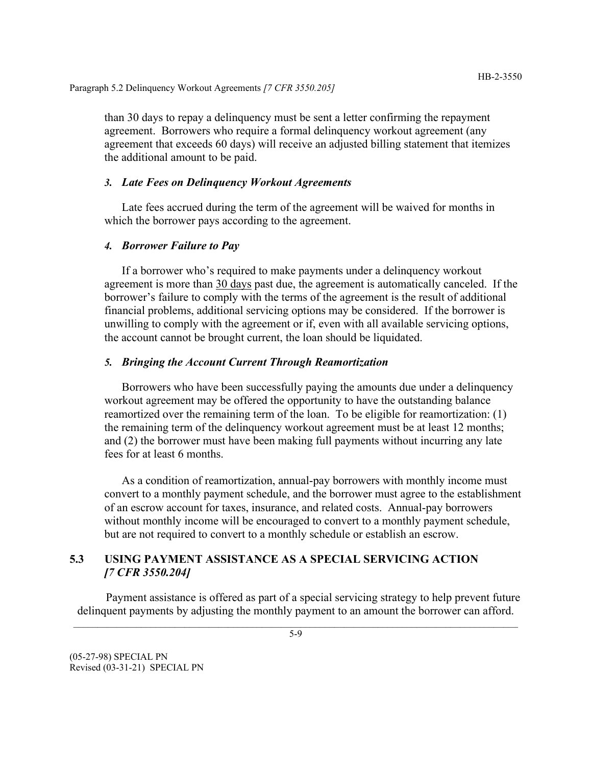than 30 days to repay a delinquency must be sent a letter confirming the repayment agreement. Borrowers who require a formal delinquency workout agreement (any agreement that exceeds 60 days) will receive an adjusted billing statement that itemizes the additional amount to be paid.

### *3. Late Fees on Delinquency Workout Agreements*

Late fees accrued during the term of the agreement will be waived for months in which the borrower pays according to the agreement.

### *4. Borrower Failure to Pay*

If a borrower who's required to make payments under a delinquency workout agreement is more than 30 days past due, the agreement is automatically canceled. If the borrower's failure to comply with the terms of the agreement is the result of additional financial problems, additional servicing options may be considered. If the borrower is unwilling to comply with the agreement or if, even with all available servicing options, the account cannot be brought current, the loan should be liquidated.

### *5. Bringing the Account Current Through Reamortization*

Borrowers who have been successfully paying the amounts due under a delinquency workout agreement may be offered the opportunity to have the outstanding balance reamortized over the remaining term of the loan. To be eligible for reamortization: (1) the remaining term of the delinquency workout agreement must be at least 12 months; and (2) the borrower must have been making full payments without incurring any late fees for at least 6 months.

As a condition of reamortization, annual-pay borrowers with monthly income must convert to a monthly payment schedule, and the borrower must agree to the establishment of an escrow account for taxes, insurance, and related costs. Annual-pay borrowers without monthly income will be encouraged to convert to a monthly payment schedule, but are not required to convert to a monthly schedule or establish an escrow.

## 5.3 USING PAYMENT ASSISTANCE AS A SPECIAL SERVICING ACTION *[7 CFR 3550.204]*

Payment assistance is offered as part of a special servicing strategy to help prevent future delinquent payments by adjusting the monthly payment to an amount the borrower can afford.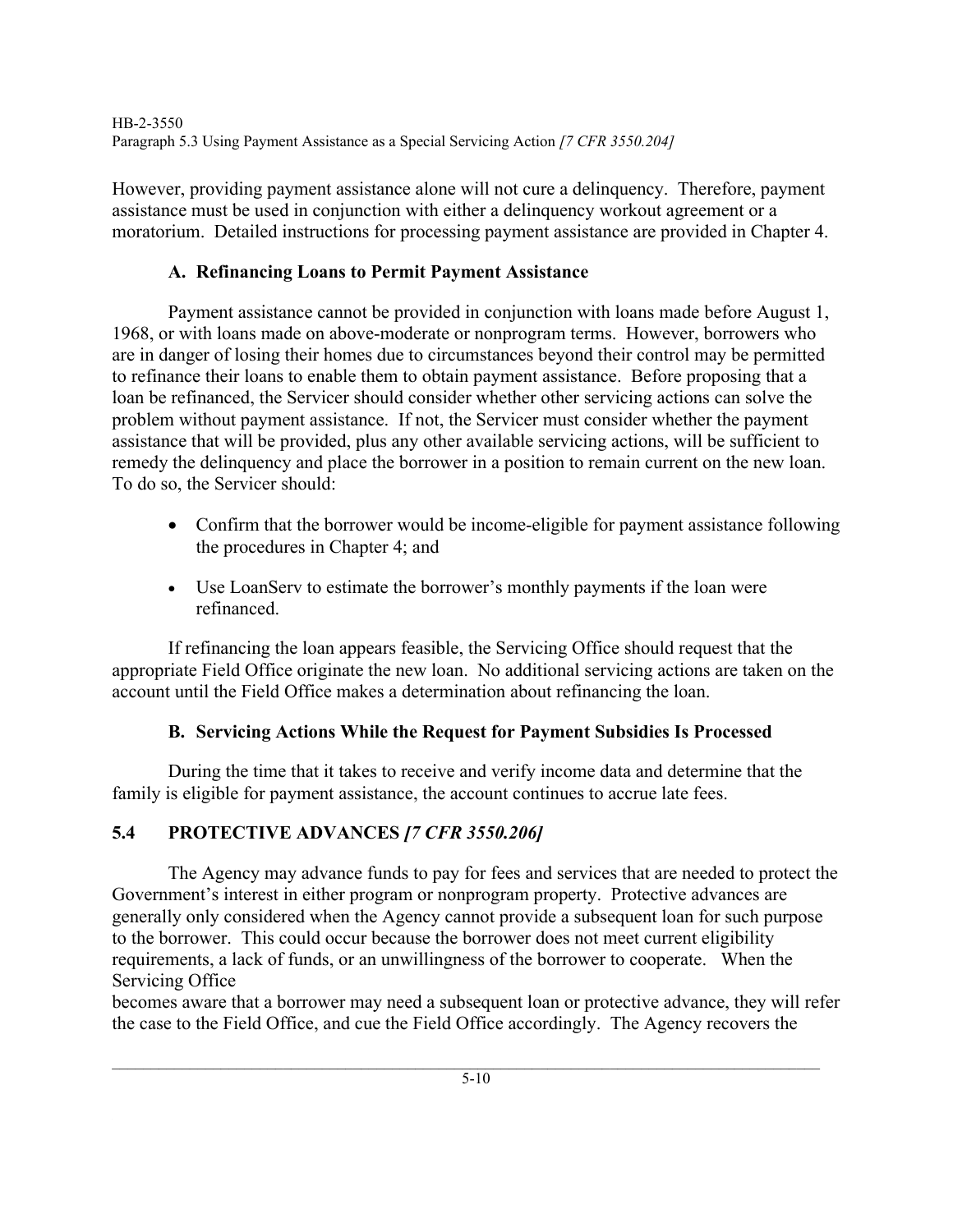However, providing payment assistance alone will not cure a delinquency. Therefore, payment assistance must be used in conjunction with either a delinquency workout agreement or a moratorium. Detailed instructions for processing payment assistance are provided in Chapter 4.

### A. Refinancing Loans to Permit Payment Assistance

Payment assistance cannot be provided in conjunction with loans made before August 1, 1968, or with loans made on above-moderate or nonprogram terms. However, borrowers who are in danger of losing their homes due to circumstances beyond their control may be permitted to refinance their loans to enable them to obtain payment assistance. Before proposing that a loan be refinanced, the Servicer should consider whether other servicing actions can solve the problem without payment assistance. If not, the Servicer must consider whether the payment assistance that will be provided, plus any other available servicing actions, will be sufficient to remedy the delinquency and place the borrower in a position to remain current on the new loan. To do so, the Servicer should:

- Confirm that the borrower would be income-eligible for payment assistance following the procedures in Chapter 4; and
- Use LoanServ to estimate the borrower's monthly payments if the loan were refinanced.

If refinancing the loan appears feasible, the Servicing Office should request that the appropriate Field Office originate the new loan. No additional servicing actions are taken on the account until the Field Office makes a determination about refinancing the loan.

### B. Servicing Actions While the Request for Payment Subsidies Is Processed

During the time that it takes to receive and verify income data and determine that the family is eligible for payment assistance, the account continues to accrue late fees.

## 5.4 PROTECTIVE ADVANCES *[7 CFR 3550.206]*

The Agency may advance funds to pay for fees and services that are needed to protect the Government's interest in either program or nonprogram property. Protective advances are generally only considered when the Agency cannot provide a subsequent loan for such purpose to the borrower. This could occur because the borrower does not meet current eligibility requirements, a lack of funds, or an unwillingness of the borrower to cooperate. When the Servicing Office becomes aware that a borrower may need a subsequent loan or protective advance, they will refer the case to the Field Office, and cue the Field Office accordingly. The Agency recovers the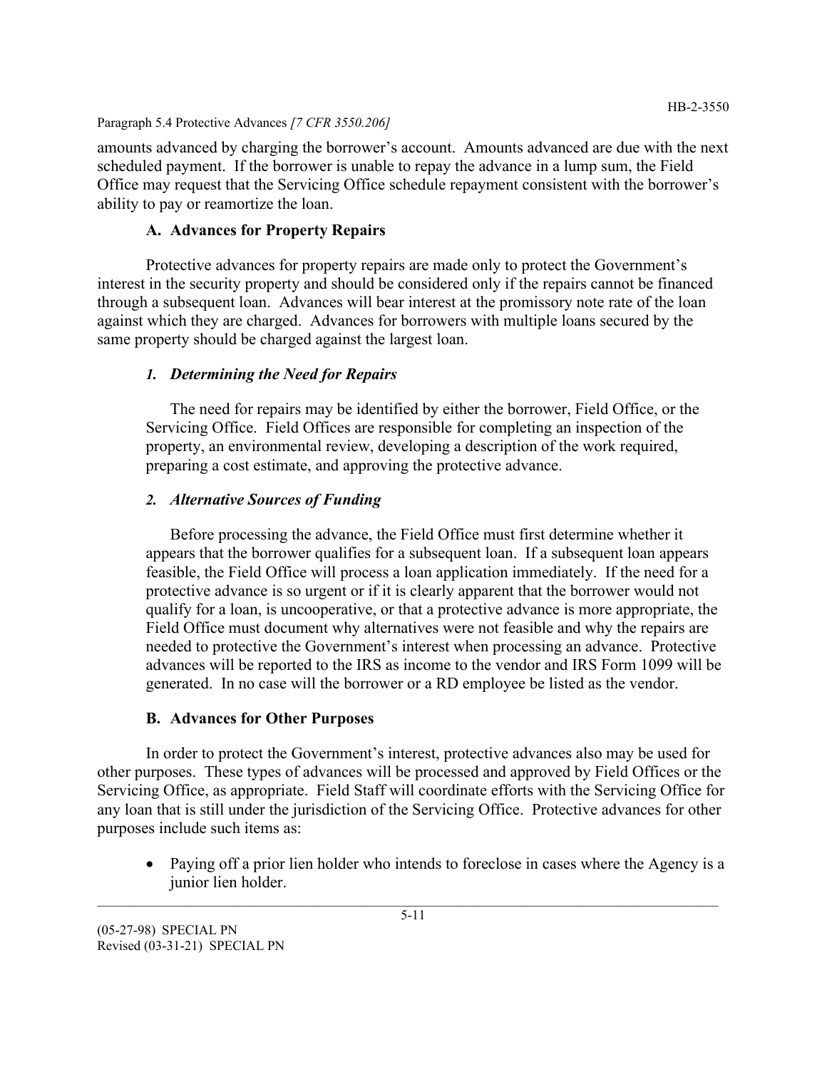amounts advanced by charging the borrower's account. Amounts advanced are due with the next scheduled payment. If the borrower is unable to repay the advance in a lump sum, the Field Office may request that the Servicing Office schedule repayment consistent with the borrower's ability to pay or reamortize the loan.

### A. Advances for Property Repairs

Protective advances for property repairs are made only to protect the Government's interest in the security property and should be considered only if the repairs cannot be financed through a subsequent loan. Advances will bear interest at the promissory note rate of the loan against which they are charged. Advances for borrowers with multiple loans secured by the same property should be charged against the largest loan.

#### *1. Determining the Need for Repairs*

The need for repairs may be identified by either the borrower, Field Office, or the Servicing Office. Field Offices are responsible for completing an inspection of the property, an environmental review, developing a description of the work required, preparing a cost estimate, and approving the protective advance.

#### *2. Alternative Sources of Funding*

Before processing the advance, the Field Office must first determine whether it appears that the borrower qualifies for a subsequent loan. If a subsequent loan appears feasible, the Field Office will process a loan application immediately. If the need for a protective advance is so urgent or if it is clearly apparent that the borrower would not qualify for a loan, is uncooperative, or that a protective advance is more appropriate, the Field Office must document why alternatives were not feasible and why the repairs are needed to protective the Government's interest when processing an advance. Protective advances will be reported to the IRS as income to the vendor and IRS Form 1099 will be generated. In no case will the borrower or a RD employee be listed as the vendor.

### B. Advances for Other Purposes

In order to protect the Government's interest, protective advances also may be used for other purposes. These types of advances will be processed and approved by Field Offices or the Servicing Office, as appropriate. Field Staff will coordinate efforts with the Servicing Office for any loan that is still under the jurisdiction of the Servicing Office. Protective advances for other purposes include such items as:

- Paying off a prior lien holder who intends to foreclose in cases where the Agency is a junior lien holder.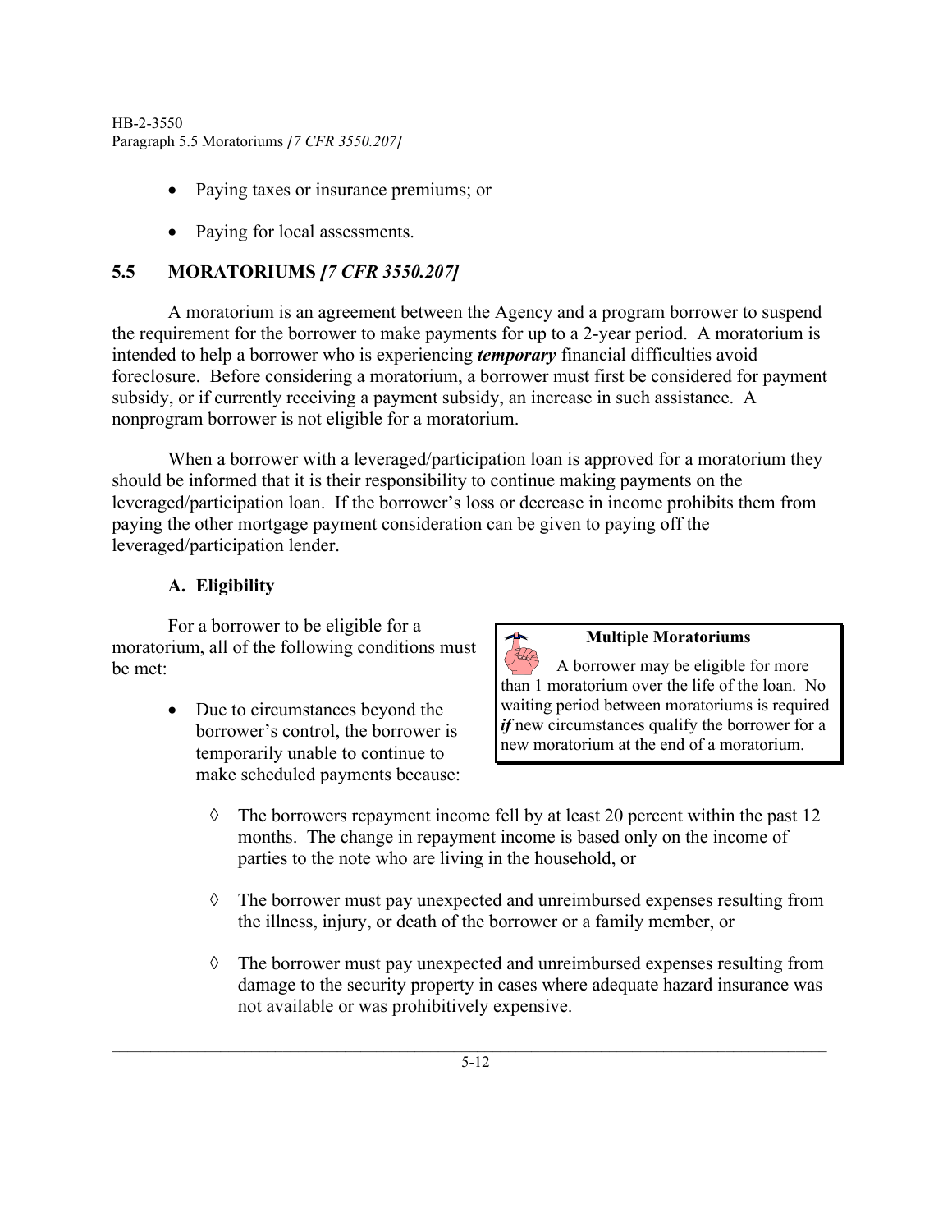- Paying taxes or insurance premiums; or
- Paying for local assessments.

## 5.5 MORATORIUMS *[7 CFR 3550.207]*

A moratorium is an agreement between the Agency and a program borrower to suspend the requirement for the borrower to make payments for up to a 2-year period. A moratorium is intended to help a borrower who is experiencing ***temporary*** financial difficulties avoid foreclosure. Before considering a moratorium, a borrower must first be considered for payment subsidy, or if currently receiving a payment subsidy, an increase in such assistance. A nonprogram borrower is not eligible for a moratorium.

When a borrower with a leveraged/participation loan is approved for a moratorium they should be informed that it is their responsibility to continue making payments on the leveraged/participation loan. If the borrower's loss or decrease in income prohibits them from paying the other mortgage payment consideration can be given to paying off the leveraged/participation lender.

### A. Eligibility

For a borrower to be eligible for a moratorium, all of the following conditions must be met:

> **Multiple Moratoriums**
>
> A borrower may be eligible for more than 1 moratorium over the life of the loan. No waiting period between moratoriums is required ***if*** new circumstances qualify the borrower for a new moratorium at the end of a moratorium.

- Due to circumstances beyond the borrower's control, the borrower is temporarily unable to continue to make scheduled payments because:
  - ◊ The borrowers repayment income fell by at least 20 percent within the past 12 months. The change in repayment income is based only on the income of parties to the note who are living in the household, or
  - ◊ The borrower must pay unexpected and unreimbursed expenses resulting from the illness, injury, or death of the borrower or a family member, or
  - ◊ The borrower must pay unexpected and unreimbursed expenses resulting from damage to the security property in cases where adequate hazard insurance was not available or was prohibitively expensive.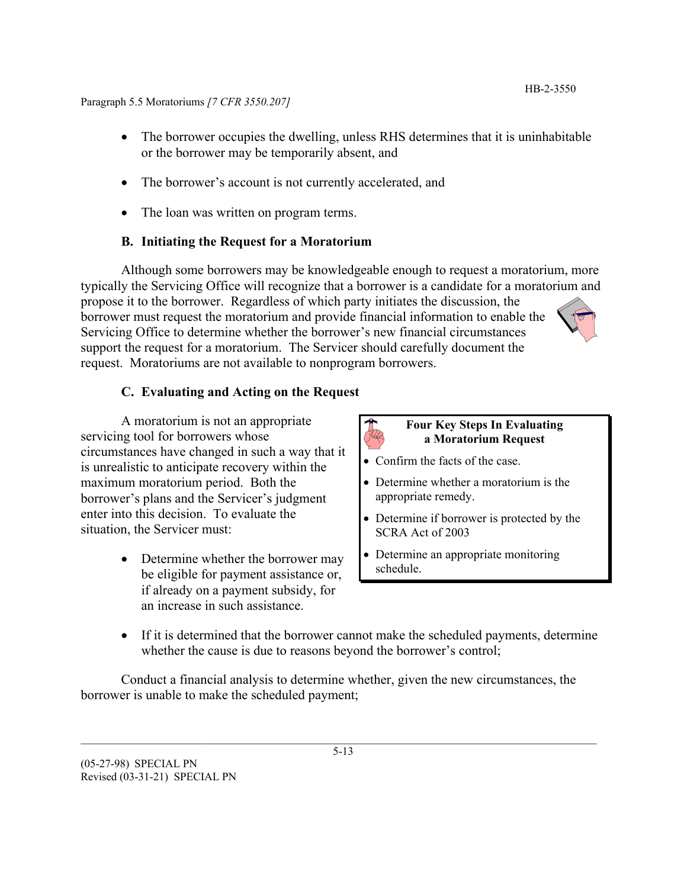- The borrower occupies the dwelling, unless RHS determines that it is uninhabitable or the borrower may be temporarily absent, and
- The borrower's account is not currently accelerated, and
- The loan was written on program terms.

### B. Initiating the Request for a Moratorium

Although some borrowers may be knowledgeable enough to request a moratorium, more typically the Servicing Office will recognize that a borrower is a candidate for a moratorium and propose it to the borrower. Regardless of which party initiates the discussion, the borrower must request the moratorium and provide financial information to enable the Servicing Office to determine whether the borrower's new financial circumstances support the request for a moratorium. The Servicer should carefully document the request. Moratoriums are not available to nonprogram borrowers.

### C. Evaluating and Acting on the Request

A moratorium is not an appropriate servicing tool for borrowers whose circumstances have changed in such a way that it is unrealistic to anticipate recovery within the maximum moratorium period. Both the borrower's plans and the Servicer's judgment enter into this decision. To evaluate the situation, the Servicer must:

- Determine whether the borrower may be eligible for payment assistance or, if already on a payment subsidy, for an increase in such assistance.
- If it is determined that the borrower cannot make the scheduled payments, determine whether the cause is due to reasons beyond the borrower's control;

> **Four Key Steps In Evaluating a Moratorium Request**
>
> - Confirm the facts of the case.
> - Determine whether a moratorium is the appropriate remedy.
> - Determine if borrower is protected by the SCRA Act of 2003
> - Determine an appropriate monitoring schedule.

Conduct a financial analysis to determine whether, given the new circumstances, the borrower is unable to make the scheduled payment;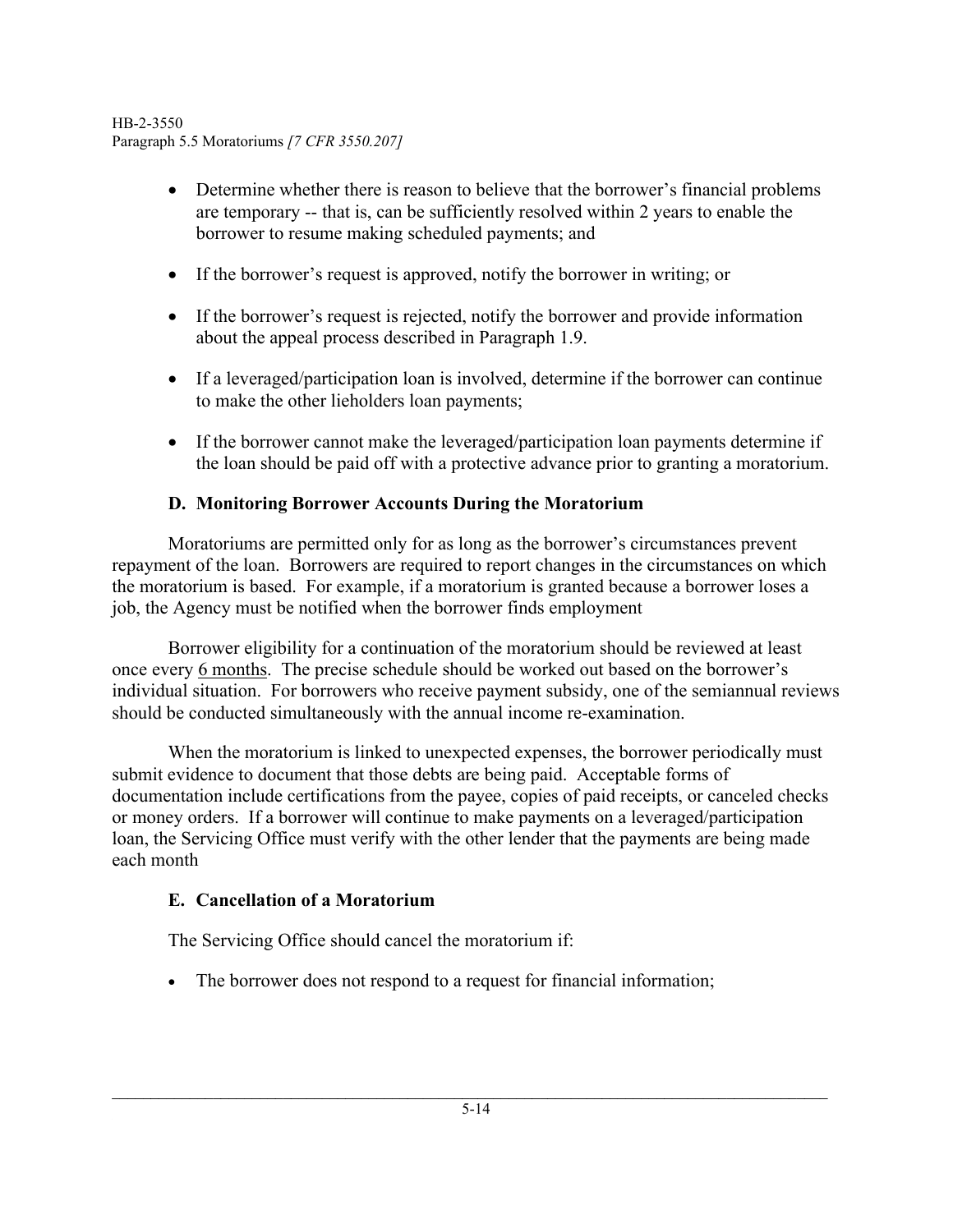- Determine whether there is reason to believe that the borrower's financial problems are temporary -- that is, can be sufficiently resolved within 2 years to enable the borrower to resume making scheduled payments; and
- If the borrower's request is approved, notify the borrower in writing; or
- If the borrower's request is rejected, notify the borrower and provide information about the appeal process described in Paragraph 1.9.
- If a leveraged/participation loan is involved, determine if the borrower can continue to make the other lieholders loan payments;
- If the borrower cannot make the leveraged/participation loan payments determine if the loan should be paid off with a protective advance prior to granting a moratorium.

### D. Monitoring Borrower Accounts During the Moratorium

Moratoriums are permitted only for as long as the borrower's circumstances prevent repayment of the loan. Borrowers are required to report changes in the circumstances on which the moratorium is based. For example, if a moratorium is granted because a borrower loses a job, the Agency must be notified when the borrower finds employment

Borrower eligibility for a continuation of the moratorium should be reviewed at least once every 6 months. The precise schedule should be worked out based on the borrower's individual situation. For borrowers who receive payment subsidy, one of the semiannual reviews should be conducted simultaneously with the annual income re-examination.

When the moratorium is linked to unexpected expenses, the borrower periodically must submit evidence to document that those debts are being paid. Acceptable forms of documentation include certifications from the payee, copies of paid receipts, or canceled checks or money orders. If a borrower will continue to make payments on a leveraged/participation loan, the Servicing Office must verify with the other lender that the payments are being made each month

### E. Cancellation of a Moratorium

The Servicing Office should cancel the moratorium if:

- The borrower does not respond to a request for financial information;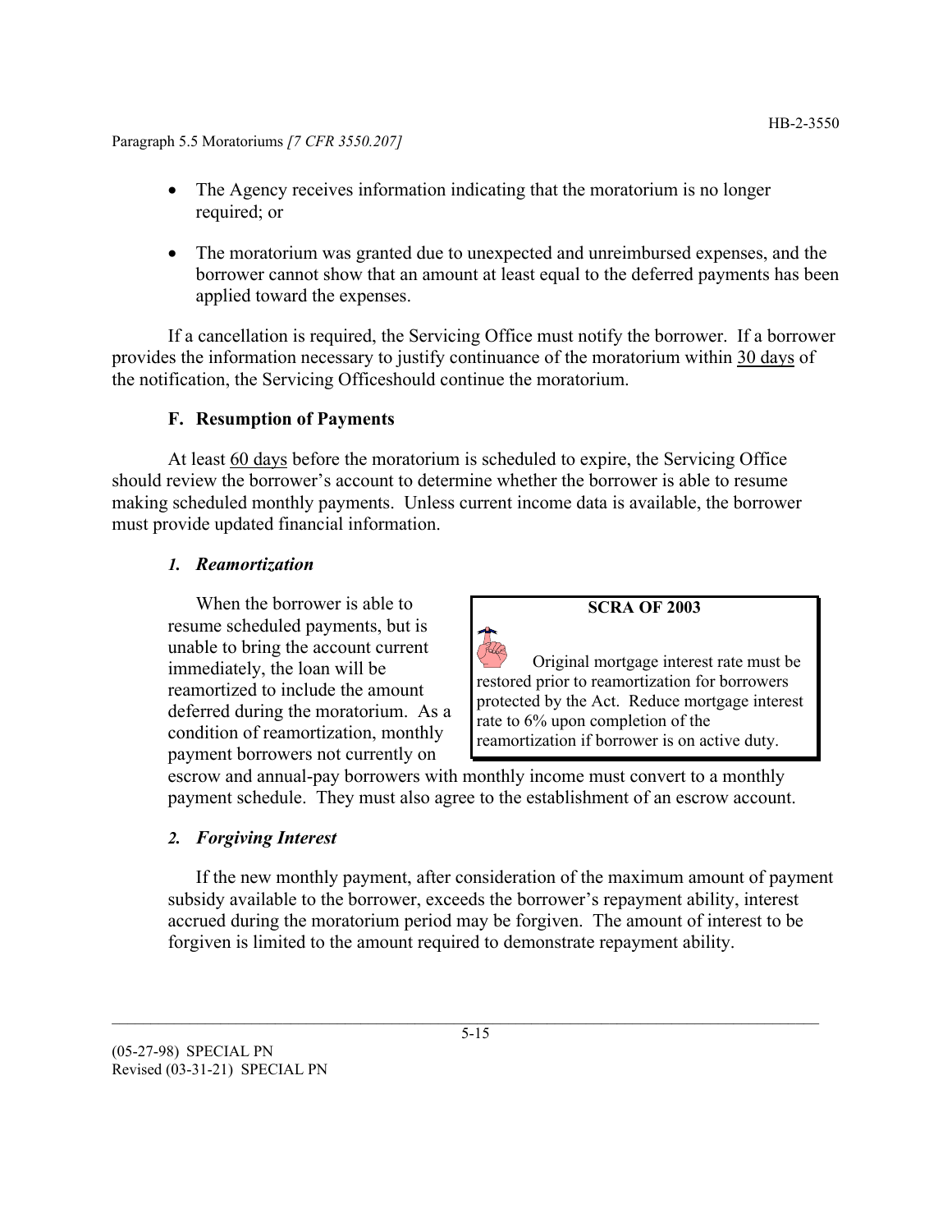- The Agency receives information indicating that the moratorium is no longer required; or
- The moratorium was granted due to unexpected and unreimbursed expenses, and the borrower cannot show that an amount at least equal to the deferred payments has been applied toward the expenses.

If a cancellation is required, the Servicing Office must notify the borrower. If a borrower provides the information necessary to justify continuance of the moratorium within 30 days of the notification, the Servicing Officeshould continue the moratorium.

### F. Resumption of Payments

At least 60 days before the moratorium is scheduled to expire, the Servicing Office should review the borrower's account to determine whether the borrower is able to resume making scheduled monthly payments. Unless current income data is available, the borrower must provide updated financial information.

#### *1. Reamortization*

When the borrower is able to resume scheduled payments, but is unable to bring the account current immediately, the loan will be reamortized to include the amount deferred during the moratorium. As a condition of reamortization, monthly payment borrowers not currently on escrow and annual-pay borrowers with monthly income must convert to a monthly payment schedule. They must also agree to the establishment of an escrow account.

> **SCRA OF 2003**
>
> Original mortgage interest rate must be restored prior to reamortization for borrowers protected by the Act. Reduce mortgage interest rate to 6% upon completion of the reamortization if borrower is on active duty.

#### *2. Forgiving Interest*

If the new monthly payment, after consideration of the maximum amount of payment subsidy available to the borrower, exceeds the borrower's repayment ability, interest accrued during the moratorium period may be forgiven. The amount of interest to be forgiven is limited to the amount required to demonstrate repayment ability.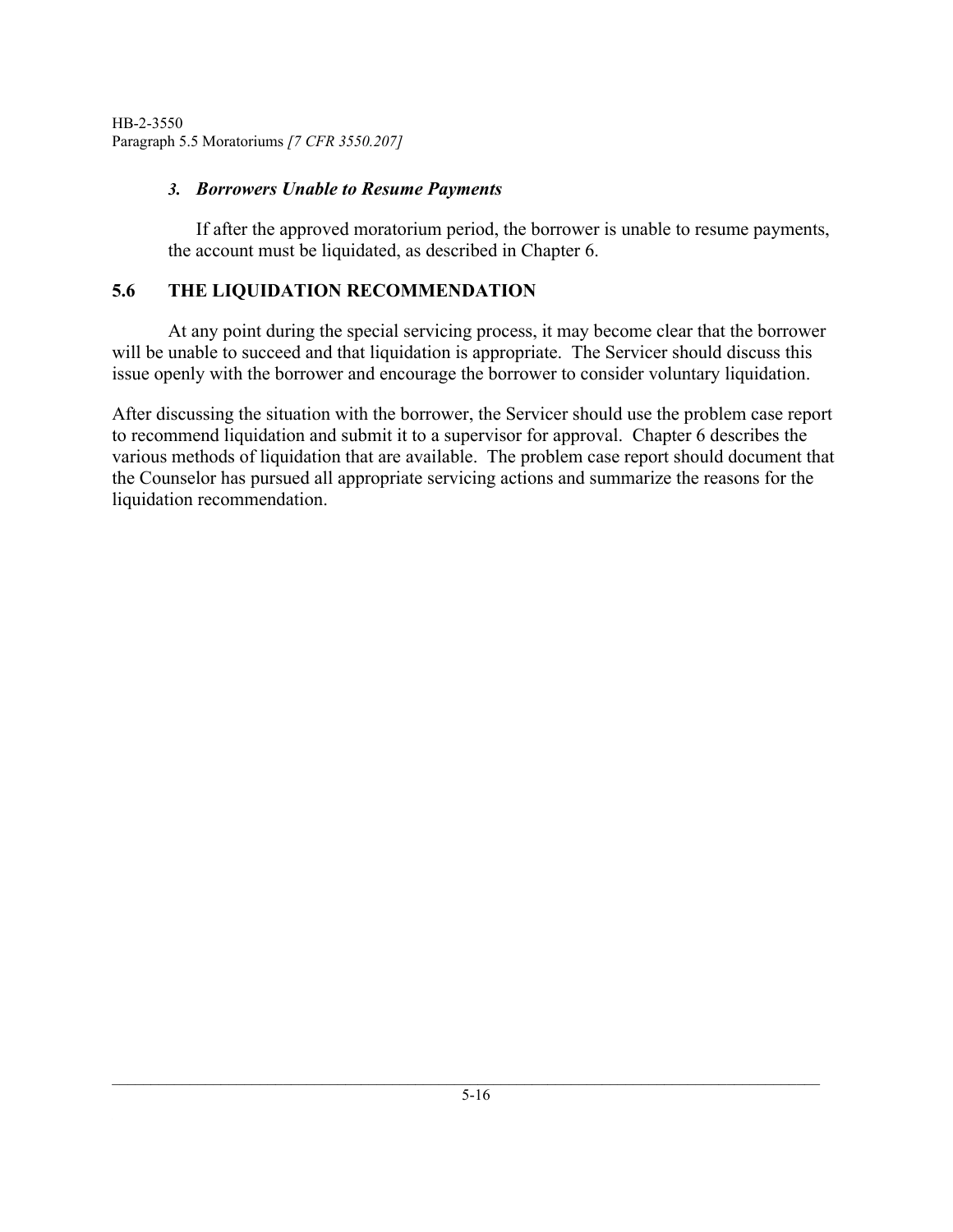### 3. *Borrowers Unable to Resume Payments*

If after the approved moratorium period, the borrower is unable to resume payments, the account must be liquidated, as described in Chapter 6.

## 5.6 THE LIQUIDATION RECOMMENDATION

At any point during the special servicing process, it may become clear that the borrower will be unable to succeed and that liquidation is appropriate. The Servicer should discuss this issue openly with the borrower and encourage the borrower to consider voluntary liquidation.

After discussing the situation with the borrower, the Servicer should use the problem case report to recommend liquidation and submit it to a supervisor for approval. Chapter 6 describes the various methods of liquidation that are available. The problem case report should document that the Counselor has pursued all appropriate servicing actions and summarize the reasons for the liquidation recommendation.